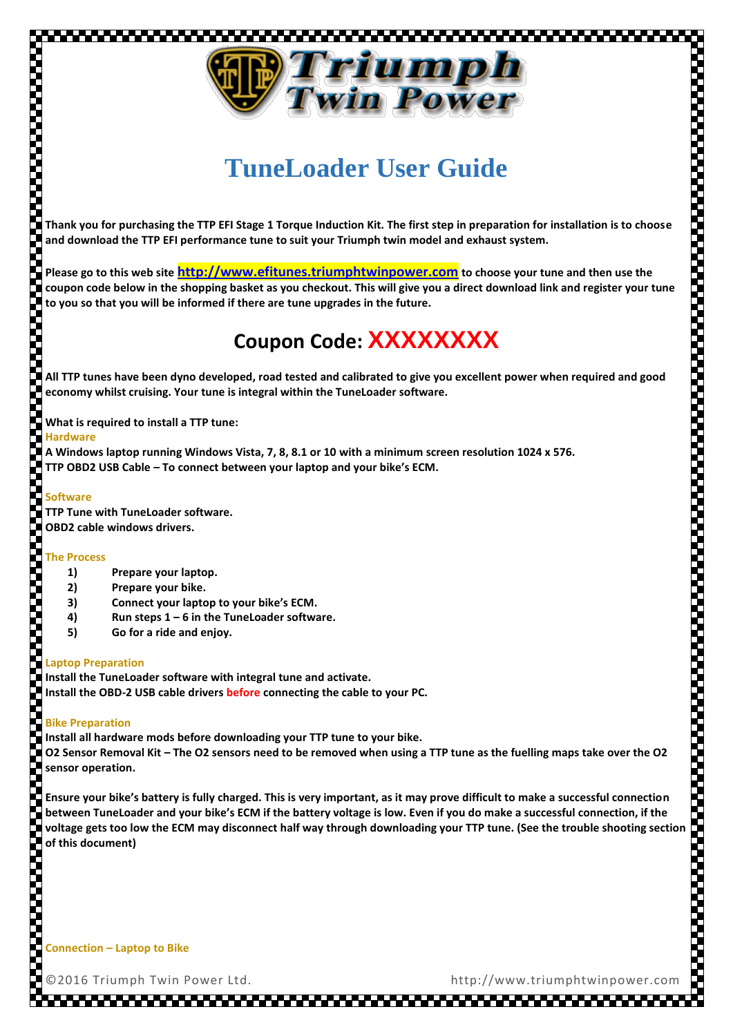# Triumph Twin Power

# TuneLoader User Guide

**Thank you for purchasing the TTP EFI Stage 1 Torque Induction Kit. The first step in preparation for installation is to choose and download the TTP EFI performance tune to suit your Triumph twin model and exhaust system.**

**Please go to this web site [http://www.efitunes.triumphtwinpower.com](http://www.efitunes.triumphtwinpower.com) to choose your tune and then use the coupon code below in the shopping basket as you checkout. This will give you a direct download link and register your tune to you so that you will be informed if there are tune upgrades in the future.**

## Coupon Code: XXXXXXXX

**All TTP tunes have been dyno developed, road tested and calibrated to give you excellent power when required and good economy whilst cruising. Your tune is integral within the TuneLoader software.**

**What is required to install a TTP tune:**

### Hardware

**A Windows laptop running Windows Vista, 7, 8, 8.1 or 10 with a minimum screen resolution 1024 x 576.**
**TTP OBD2 USB Cable – To connect between your laptop and your bike's ECM.**

### Software

**TTP Tune with TuneLoader software.**
**OBD2 cable windows drivers.**

### The Process

1) **Prepare your laptop.**
2) **Prepare your bike.**
3) **Connect your laptop to your bike's ECM.**
4) **Run steps 1 – 6 in the TuneLoader software.**
5) **Go for a ride and enjoy.**

### Laptop Preparation

**Install the TuneLoader software with integral tune and activate.**
**Install the OBD-2 USB cable drivers before connecting the cable to your PC.**

### Bike Preparation

**Install all hardware mods before downloading your TTP tune to your bike.**
**O2 Sensor Removal Kit – The O2 sensors need to be removed when using a TTP tune as the fuelling maps take over the O2 sensor operation.**

**Ensure your bike's battery is fully charged. This is very important, as it may prove difficult to make a successful connection between TuneLoader and your bike's ECM if the battery voltage is low. Even if you do make a successful connection, if the voltage gets too low the ECM may disconnect half way through downloading your TTP tune. (See the trouble shooting section of this document)**

### Connection – Laptop to Bike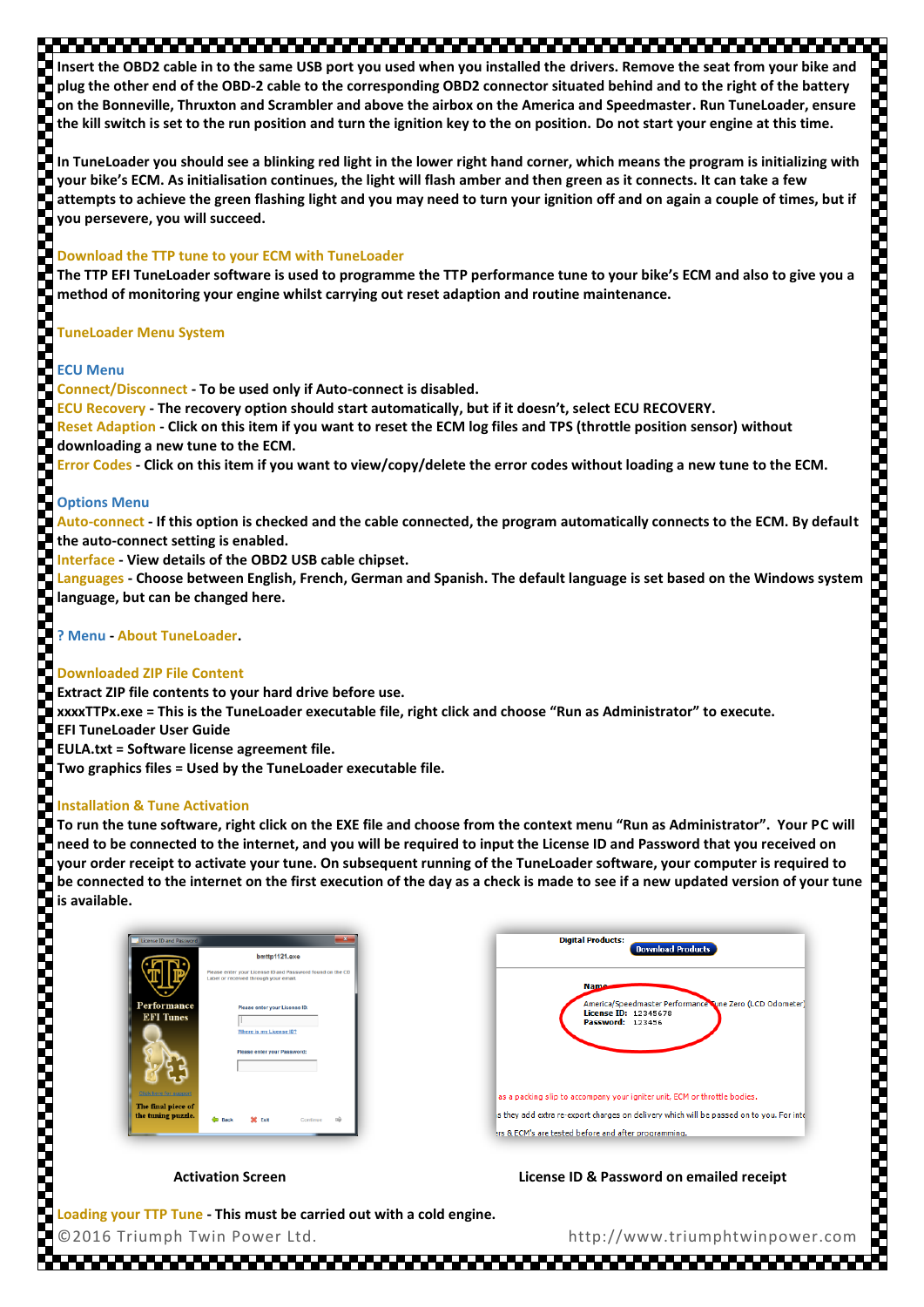**Insert the OBD2 cable in to the same USB port you used when you installed the drivers. Remove the seat from your bike and plug the other end of the OBD-2 cable to the corresponding OBD2 connector situated behind and to the right of the battery on the Bonneville, Thruxton and Scrambler and above the airbox on the America and Speedmaster. Run TuneLoader, ensure the kill switch is set to the run position and turn the ignition key to the on position. Do not start your engine at this time.**

**In TuneLoader you should see a blinking red light in the lower right hand corner, which means the program is initializing with your bike's ECM. As initialisation continues, the light will flash amber and then green as it connects. It can take a few attempts to achieve the green flashing light and you may need to turn your ignition off and on again a couple of times, but if you persevere, you will succeed.**

## Download the TTP tune to your ECM with TuneLoader

**The TTP EFI TuneLoader software is used to programme the TTP performance tune to your bike's ECM and also to give you a method of monitoring your engine whilst carrying out reset adaption and routine maintenance.**

## TuneLoader Menu System

### ECU Menu

**Connect/Disconnect - To be used only if Auto-connect is disabled.**
**ECU Recovery - The recovery option should start automatically, but if it doesn't, select ECU RECOVERY.**
**Reset Adaption - Click on this item if you want to reset the ECM log files and TPS (throttle position sensor) without downloading a new tune to the ECM.**
**Error Codes - Click on this item if you want to view/copy/delete the error codes without loading a new tune to the ECM.**

### Options Menu

**Auto-connect - If this option is checked and the cable connected, the program automatically connects to the ECM. By default the auto-connect setting is enabled.**
**Interface - View details of the OBD2 USB cable chipset.**
**Languages - Choose between English, French, German and Spanish. The default language is set based on the Windows system language, but can be changed here.**

### ? Menu - About TuneLoader.

## Downloaded ZIP File Content

**Extract ZIP file contents to your hard drive before use.**
**xxxxTTPx.exe = This is the TuneLoader executable file, right click and choose "Run as Administrator" to execute.**
**EFI TuneLoader User Guide**
**EULA.txt = Software license agreement file.**
**Two graphics files = Used by the TuneLoader executable file.**

## Installation & Tune Activation

**To run the tune software, right click on the EXE file and choose from the context menu "Run as Administrator". Your PC will need to be connected to the internet, and you will be required to input the License ID and Password that you received on your order receipt to activate your tune. On subsequent running of the TuneLoader software, your computer is required to be connected to the internet on the first execution of the day as a check is made to see if a new updated version of your tune is available.**

**Activation Screen**

**License ID & Password on emailed receipt**

## Loading your TTP Tune - This must be carried out with a cold engine.

©2016 Triumph Twin Power Ltd. http://www.triumphtwinpower.com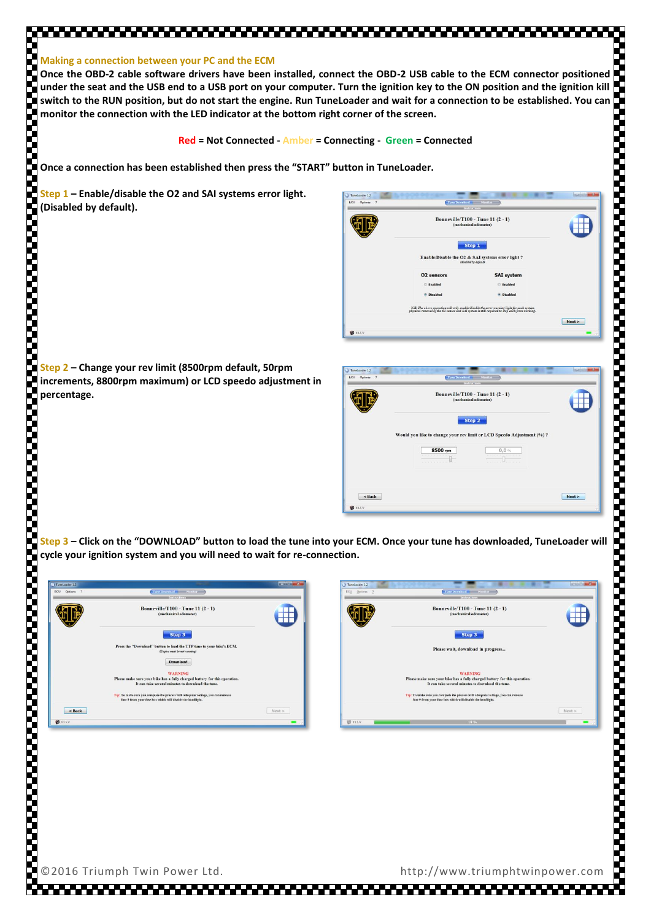## Making a connection between your PC and the ECM

**Once the OBD-2 cable software drivers have been installed, connect the OBD-2 USB cable to the ECM connector positioned under the seat and the USB end to a USB port on your computer. Turn the ignition key to the ON position and the ignition kill switch to the RUN position, but do not start the engine. Run TuneLoader and wait for a connection to be established. You can monitor the connection with the LED indicator at the bottom right corner of the screen.**

**Red = Not Connected - Amber = Connecting - Green = Connected**

**Once a connection has been established then press the "START" button in TuneLoader.**

**Step 1 – Enable/disable the O2 and SAI systems error light. (Disabled by default).**

**Step 2 – Change your rev limit (8500rpm default, 50rpm increments, 8800rpm maximum) or LCD speedo adjustment in percentage.**

**Step 3 – Click on the "DOWNLOAD" button to load the tune into your ECM. Once your tune has downloaded, TuneLoader will cycle your ignition system and you will need to wait for re-connection.**

©2016 Triumph Twin Power Ltd. http://www.triumphtwinpower.com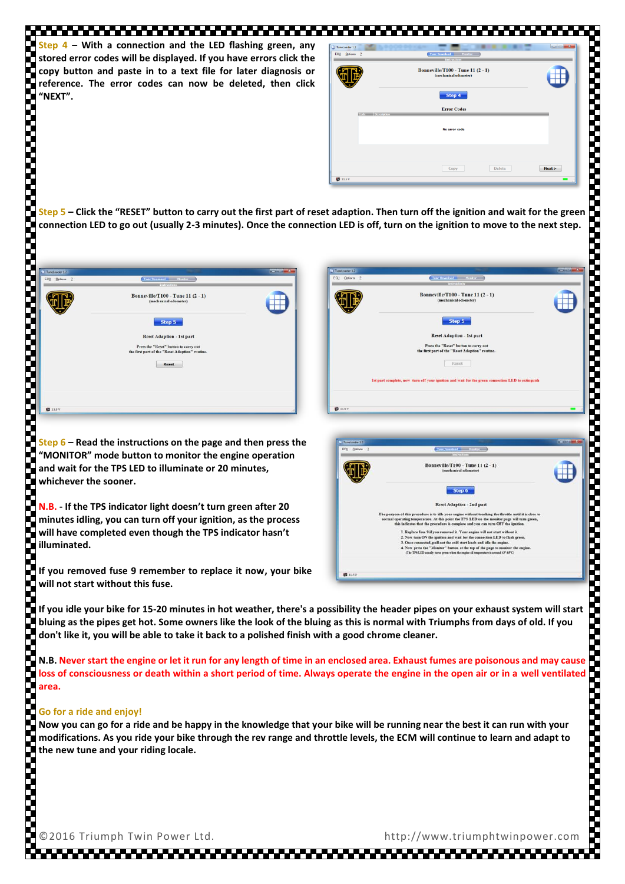**Step 4** – With a connection and the LED flashing green, any stored error codes will be displayed. If you have errors click the copy button and paste in to a text file for later diagnosis or reference. The error codes can now be deleted, then click "NEXT".

**Step 5** – Click the "RESET" button to carry out the first part of reset adaption. Then turn off the ignition and wait for the green connection LED to go out (usually 2-3 minutes). Once the connection LED is off, turn on the ignition to move to the next step.

**Step 6** – Read the instructions on the page and then press the "MONITOR" mode button to monitor the engine operation and wait for the TPS LED to illuminate or 20 minutes, whichever the sooner.

**N.B.** - If the TPS indicator light doesn't turn green after 20 minutes idling, you can turn off your ignition, as the process will have completed even though the TPS indicator hasn't illuminated.

If you removed fuse 9 remember to replace it now, your bike will not start without this fuse.

If you idle your bike for 15-20 minutes in hot weather, there's a possibility the header pipes on your exhaust system will start bluing as the pipes get hot. Some owners like the look of the bluing as this is normal with Triumphs from days of old. If you don't like it, you will be able to take it back to a polished finish with a good chrome cleaner.

**N.B. Never start the engine or let it run for any length of time in an enclosed area. Exhaust fumes are poisonous and may cause loss of consciousness or death within a short period of time. Always operate the engine in the open air or in a well ventilated area.**

## Go for a ride and enjoy!

Now you can go for a ride and be happy in the knowledge that your bike will be running near the best it can run with your modifications. As you ride your bike through the rev range and throttle levels, the ECM will continue to learn and adapt to the new tune and your riding locale.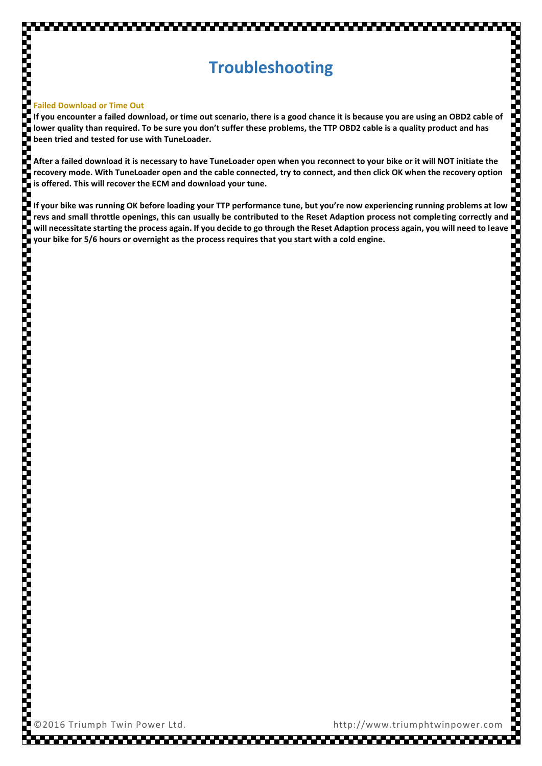# Troubleshooting

### Failed Download or Time Out

**If you encounter a failed download, or time out scenario, there is a good chance it is because you are using an OBD2 cable of lower quality than required. To be sure you don't suffer these problems, the TTP OBD2 cable is a quality product and has been tried and tested for use with TuneLoader.**

**After a failed download it is necessary to have TuneLoader open when you reconnect to your bike or it will NOT initiate the recovery mode. With TuneLoader open and the cable connected, try to connect, and then click OK when the recovery option is offered. This will recover the ECM and download your tune.**

**If your bike was running OK before loading your TTP performance tune, but you're now experiencing running problems at low revs and small throttle openings, this can usually be contributed to the Reset Adaption process not completing correctly and will necessitate starting the process again. If you decide to go through the Reset Adaption process again, you will need to leave your bike for 5/6 hours or overnight as the process requires that you start with a cold engine.**